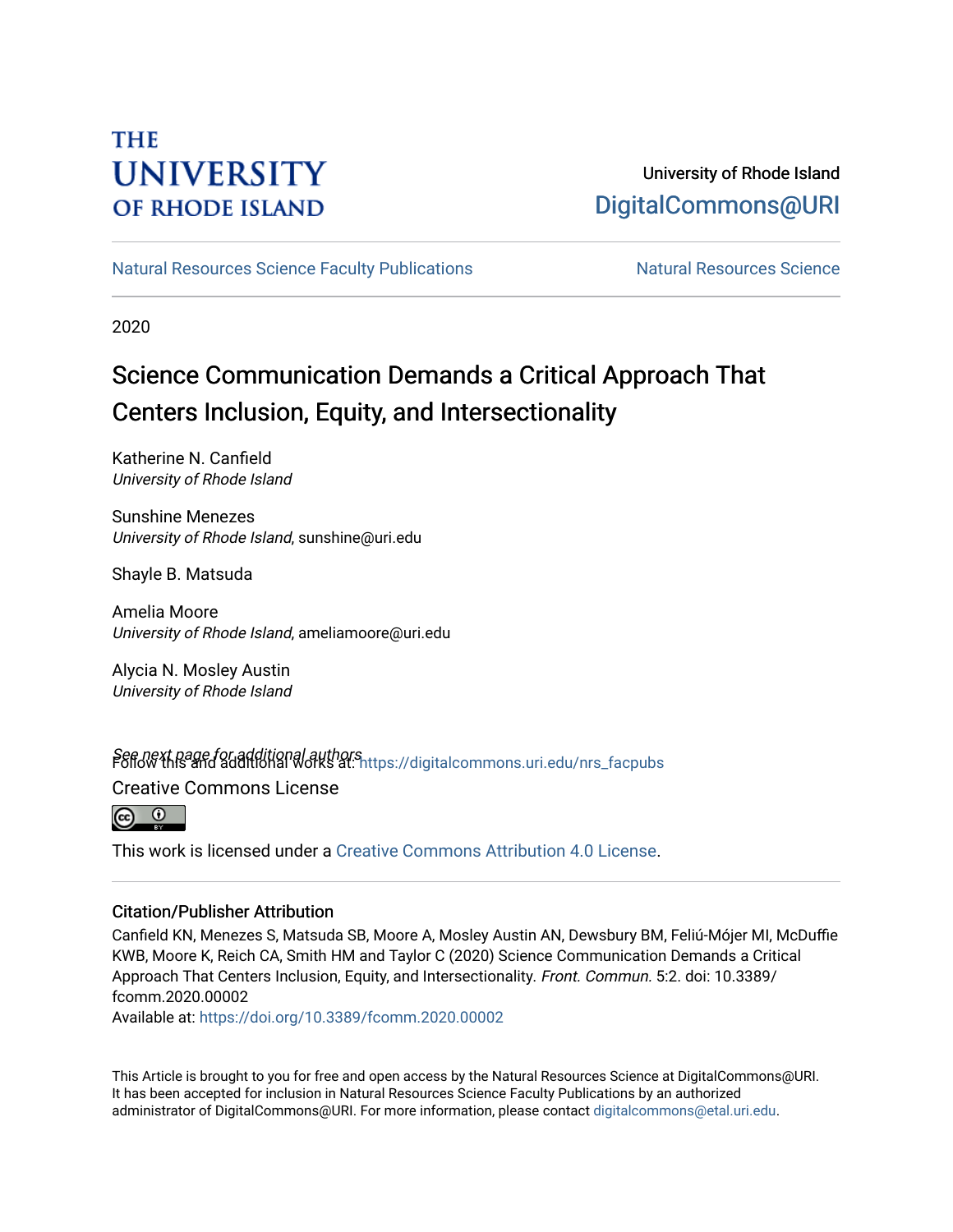THE UNIVERSITY OF RHODE ISLAND

University of Rhode Island
DigitalCommons@URI

Natural Resources Science Faculty Publications

Natural Resources Science

2020

# Science Communication Demands a Critical Approach That Centers Inclusion, Equity, and Intersectionality

Katherine N. Canfield
*University of Rhode Island*

Sunshine Menezes
*University of Rhode Island*, sunshine@uri.edu

Shayle B. Matsuda

Amelia Moore
*University of Rhode Island*, ameliamoore@uri.edu

Alycia N. Mosley Austin
*University of Rhode Island*

See next page for additional authors

Follow this and additional works at: https://digitalcommons.uri.edu/nrs_facpubs

Creative Commons License

This work is licensed under a Creative Commons Attribution 4.0 License.

## Citation/Publisher Attribution

Canfield KN, Menezes S, Matsuda SB, Moore A, Mosley Austin AN, Dewsbury BM, Feliú-Mójer MI, McDuffie KWB, Moore K, Reich CA, Smith HM and Taylor C (2020) Science Communication Demands a Critical Approach That Centers Inclusion, Equity, and Intersectionality. *Front. Commun.* 5:2. doi: 10.3389/fcomm.2020.00002

Available at: https://doi.org/10.3389/fcomm.2020.00002

This Article is brought to you for free and open access by the Natural Resources Science at DigitalCommons@URI. It has been accepted for inclusion in Natural Resources Science Faculty Publications by an authorized administrator of DigitalCommons@URI. For more information, please contact digitalcommons@etal.uri.edu.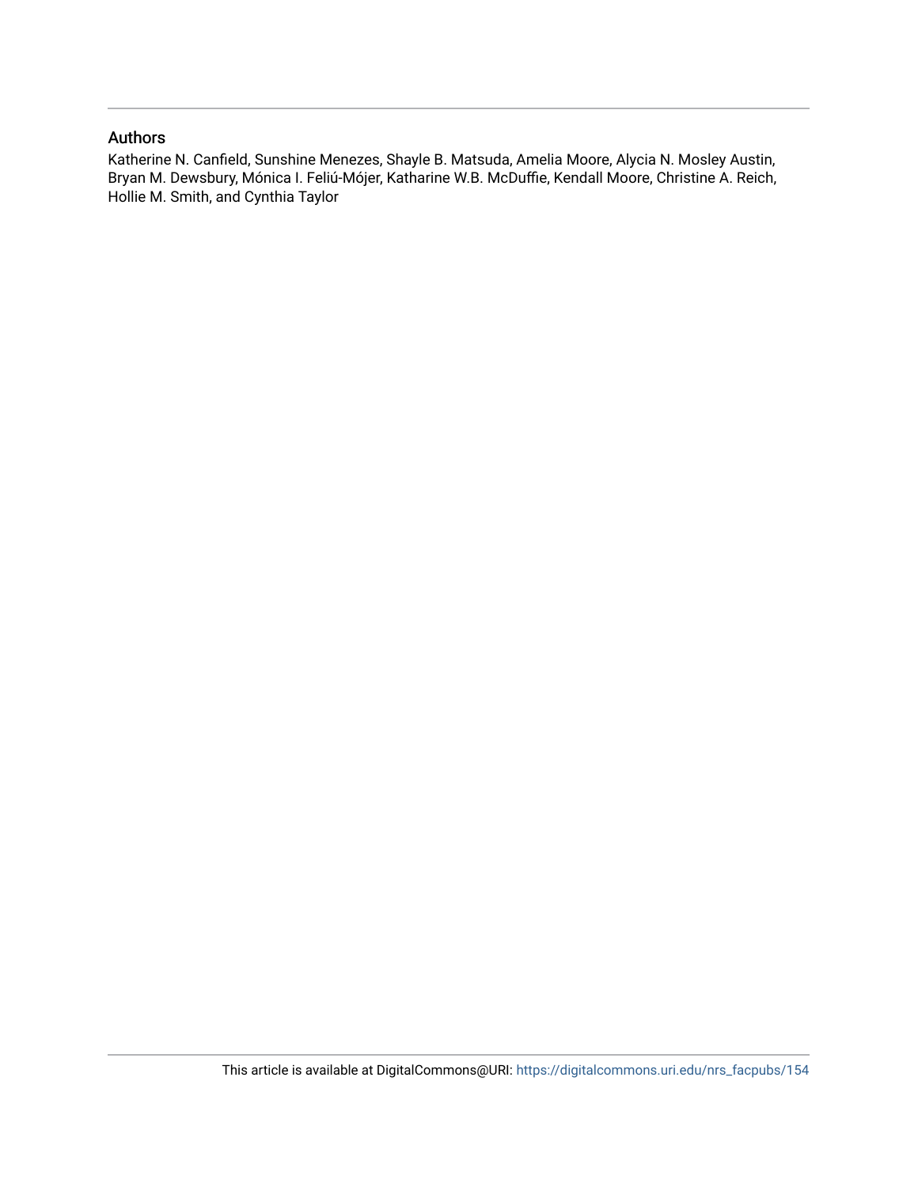## Authors

Katherine N. Canfield, Sunshine Menezes, Shayle B. Matsuda, Amelia Moore, Alycia N. Mosley Austin, Bryan M. Dewsbury, Mónica I. Feliú-Mójer, Katharine W.B. McDuffie, Kendall Moore, Christine A. Reich, Hollie M. Smith, and Cynthia Taylor

This article is available at DigitalCommons@URI: https://digitalcommons.uri.edu/nrs_facpubs/154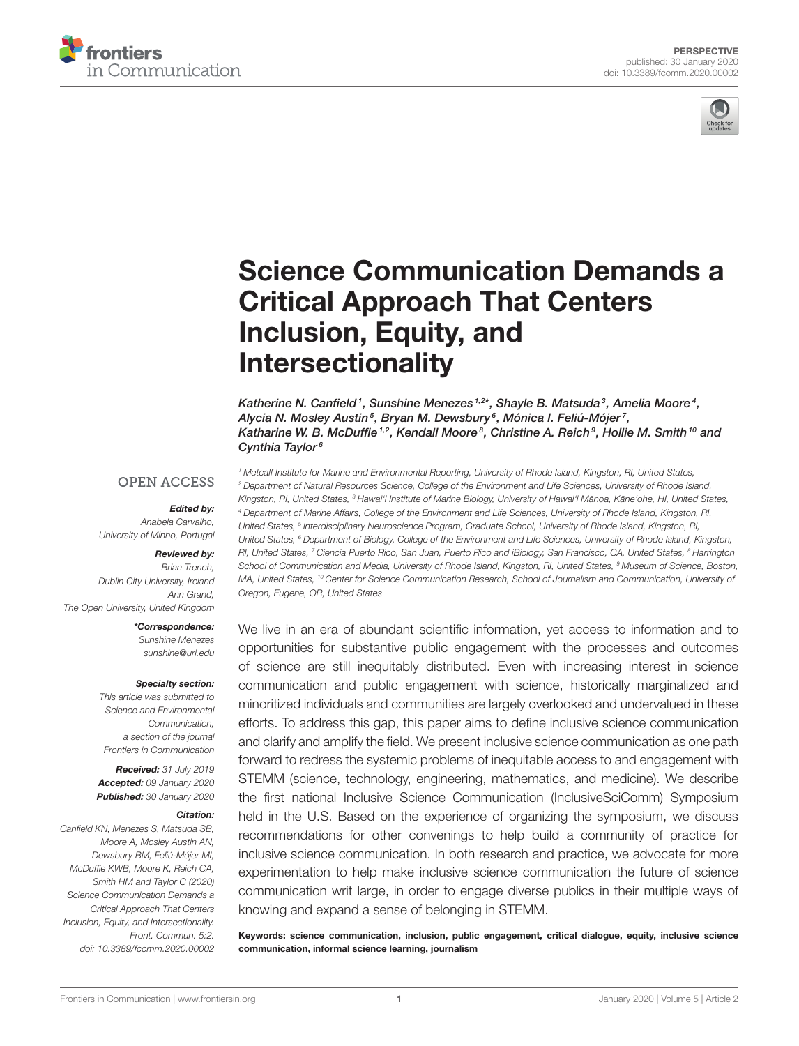# Science Communication Demands a Critical Approach That Centers Inclusion, Equity, and Intersectionality

*Katherine N. Canfield[1], Sunshine Menezes[1,2*], Shayle B. Matsuda[3], Amelia Moore[4], Alycia N. Mosley Austin[5], Bryan M. Dewsbury[6], Mónica I. Feliú-Mójer[7], Katharine W. B. McDuffie[1,2], Kendall Moore[8], Christine A. Reich[9], Hollie M. Smith[10] and Cynthia Taylor[6]*

[1] Metcalf Institute for Marine and Environmental Reporting, University of Rhode Island, Kingston, RI, United States, [2] Department of Natural Resources Science, College of the Environment and Life Sciences, University of Rhode Island, Kingston, RI, United States, [3] Hawai'i Institute of Marine Biology, University of Hawai'i Mānoa, Kāne'ohe, HI, United States, [4] Department of Marine Affairs, College of the Environment and Life Sciences, University of Rhode Island, Kingston, RI, United States, [5] Interdisciplinary Neuroscience Program, Graduate School, University of Rhode Island, Kingston, RI, United States, [6] Department of Biology, College of the Environment and Life Sciences, University of Rhode Island, Kingston, RI, United States, [7] Ciencia Puerto Rico, San Juan, Puerto Rico and iBiology, San Francisco, CA, United States, [8] Harrington School of Communication and Media, University of Rhode Island, Kingston, RI, United States, [9] Museum of Science, Boston, MA, United States, [10] Center for Science Communication Research, School of Journalism and Communication, University of Oregon, Eugene, OR, United States

OPEN ACCESS

***Edited by:***
Anabela Carvalho,
University of Minho, Portugal

***Reviewed by:***
Brian Trench,
Dublin City University, Ireland
Ann Grand,
The Open University, United Kingdom

***\*Correspondence:***
Sunshine Menezes
sunshine@uri.edu

***Specialty section:***
This article was submitted to Science and Environmental Communication, a section of the journal Frontiers in Communication

***Received:*** 31 July 2019
***Accepted:*** 09 January 2020
***Published:*** 30 January 2020

***Citation:***
Canfield KN, Menezes S, Matsuda SB, Moore A, Mosley Austin AN, Dewsbury BM, Feliú-Mójer MI, McDuffie KWB, Moore K, Reich CA, Smith HM and Taylor C (2020) Science Communication Demands a Critical Approach That Centers Inclusion, Equity, and Intersectionality. Front. Commun. 5:2. doi: 10.3389/fcomm.2020.00002

We live in an era of abundant scientific information, yet access to information and to opportunities for substantive public engagement with the processes and outcomes of science are still inequitably distributed. Even with increasing interest in science communication and public engagement with science, historically marginalized and minoritized individuals and communities are largely overlooked and undervalued in these efforts. To address this gap, this paper aims to define inclusive science communication and clarify and amplify the field. We present inclusive science communication as one path forward to redress the systemic problems of inequitable access to and engagement with STEMM (science, technology, engineering, mathematics, and medicine). We describe the first national Inclusive Science Communication (InclusiveSciComm) Symposium held in the U.S. Based on the experience of organizing the symposium, we discuss recommendations for other convenings to help build a community of practice for inclusive science communication. In both research and practice, we advocate for more experimentation to help make inclusive science communication the future of science communication writ large, in order to engage diverse publics in their multiple ways of knowing and expand a sense of belonging in STEMM.

**Keywords: science communication, inclusion, public engagement, critical dialogue, equity, inclusive science communication, informal science learning, journalism**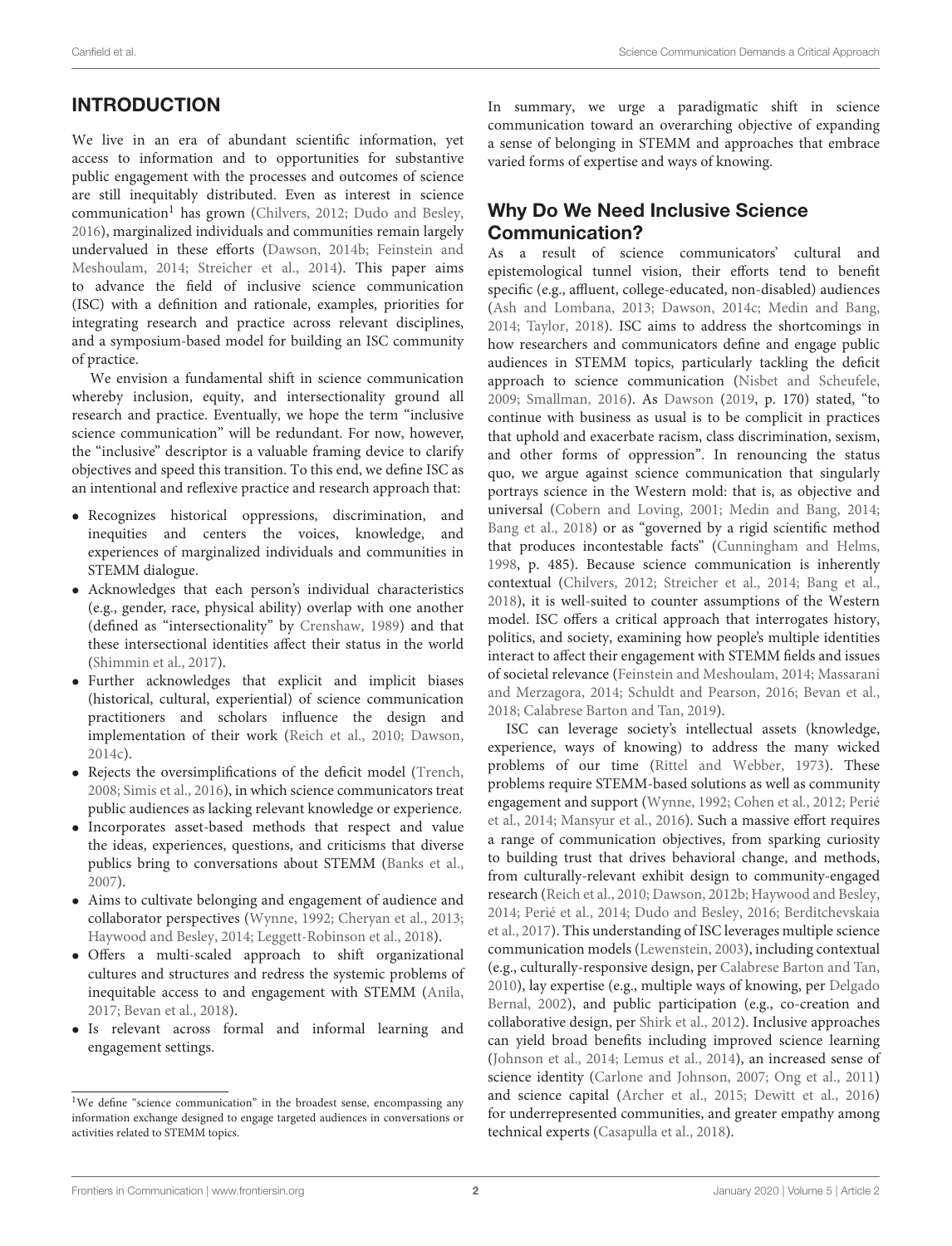## INTRODUCTION

We live in an era of abundant scientific information, yet access to information and to opportunities for substantive public engagement with the processes and outcomes of science are still inequitably distributed. Even as interest in science communication[1] has grown (Chilvers, 2012; Dudo and Besley, 2016), marginalized individuals and communities remain largely undervalued in these efforts (Dawson, 2014b; Feinstein and Meshoulam, 2014; Streicher et al., 2014). This paper aims to advance the field of inclusive science communication (ISC) with a definition and rationale, examples, priorities for integrating research and practice across relevant disciplines, and a symposium-based model for building an ISC community of practice.

We envision a fundamental shift in science communication whereby inclusion, equity, and intersectionality ground all research and practice. Eventually, we hope the term "inclusive science communication" will be redundant. For now, however, the "inclusive" descriptor is a valuable framing device to clarify objectives and speed this transition. To this end, we define ISC as an intentional and reflexive practice and research approach that:

- Recognizes historical oppressions, discrimination, and inequities and centers the voices, knowledge, and experiences of marginalized individuals and communities in STEMM dialogue.
- Acknowledges that each person's individual characteristics (e.g., gender, race, physical ability) overlap with one another (defined as "intersectionality" by Crenshaw, 1989) and that these intersectional identities affect their status in the world (Shimmin et al., 2017).
- Further acknowledges that explicit and implicit biases (historical, cultural, experiential) of science communication practitioners and scholars influence the design and implementation of their work (Reich et al., 2010; Dawson, 2014c).
- Rejects the oversimplifications of the deficit model (Trench, 2008; Simis et al., 2016), in which science communicators treat public audiences as lacking relevant knowledge or experience.
- Incorporates asset-based methods that respect and value the ideas, experiences, questions, and criticisms that diverse publics bring to conversations about STEMM (Banks et al., 2007).
- Aims to cultivate belonging and engagement of audience and collaborator perspectives (Wynne, 1992; Cheryan et al., 2013; Haywood and Besley, 2014; Leggett-Robinson et al., 2018).
- Offers a multi-scaled approach to shift organizational cultures and structures and redress the systemic problems of inequitable access to and engagement with STEMM (Anila, 2017; Bevan et al., 2018).
- Is relevant across formal and informal learning and engagement settings.

In summary, we urge a paradigmatic shift in science communication toward an overarching objective of expanding a sense of belonging in STEMM and approaches that embrace varied forms of expertise and ways of knowing.

### Why Do We Need Inclusive Science Communication?

As a result of science communicators' cultural and epistemological tunnel vision, their efforts tend to benefit specific (e.g., affluent, college-educated, non-disabled) audiences (Ash and Lombana, 2013; Dawson, 2014c; Medin and Bang, 2014; Taylor, 2018). ISC aims to address the shortcomings in how researchers and communicators define and engage public audiences in STEMM topics, particularly tackling the deficit approach to science communication (Nisbet and Scheufele, 2009; Smallman, 2016). As Dawson (2019, p. 170) stated, "to continue with business as usual is to be complicit in practices that uphold and exacerbate racism, class discrimination, sexism, and other forms of oppression". In renouncing the status quo, we argue against science communication that singularly portrays science in the Western mold: that is, as objective and universal (Cobern and Loving, 2001; Medin and Bang, 2014; Bang et al., 2018) or as "governed by a rigid scientific method that produces incontestable facts" (Cunningham and Helms, 1998, p. 485). Because science communication is inherently contextual (Chilvers, 2012; Streicher et al., 2014; Bang et al., 2018), it is well-suited to counter assumptions of the Western model. ISC offers a critical approach that interrogates history, politics, and society, examining how people's multiple identities interact to affect their engagement with STEMM fields and issues of societal relevance (Feinstein and Meshoulam, 2014; Massarani and Merzagora, 2014; Schuldt and Pearson, 2016; Bevan et al., 2018; Calabrese Barton and Tan, 2019).

ISC can leverage society's intellectual assets (knowledge, experience, ways of knowing) to address the many wicked problems of our time (Rittel and Webber, 1973). These problems require STEMM-based solutions as well as community engagement and support (Wynne, 1992; Cohen et al., 2012; Perié et al., 2014; Mansyur et al., 2016). Such a massive effort requires a range of communication objectives, from sparking curiosity to building trust that drives behavioral change, and methods, from culturally-relevant exhibit design to community-engaged research (Reich et al., 2010; Dawson, 2012b; Haywood and Besley, 2014; Perié et al., 2014; Dudo and Besley, 2016; Berditchevskaia et al., 2017). This understanding of ISC leverages multiple science communication models (Lewenstein, 2003), including contextual (e.g., culturally-responsive design, per Calabrese Barton and Tan, 2010), lay expertise (e.g., multiple ways of knowing, per Delgado Bernal, 2002), and public participation (e.g., co-creation and collaborative design, per Shirk et al., 2012). Inclusive approaches can yield broad benefits including improved science learning (Johnson et al., 2014; Lemus et al., 2014), an increased sense of science identity (Carlone and Johnson, 2007; Ong et al., 2011) and science capital (Archer et al., 2015; Dewitt et al., 2016) for underrepresented communities, and greater empathy among technical experts (Casapulla et al., 2018).

[1] We define "science communication" in the broadest sense, encompassing any information exchange designed to engage targeted audiences in conversations or activities related to STEMM topics.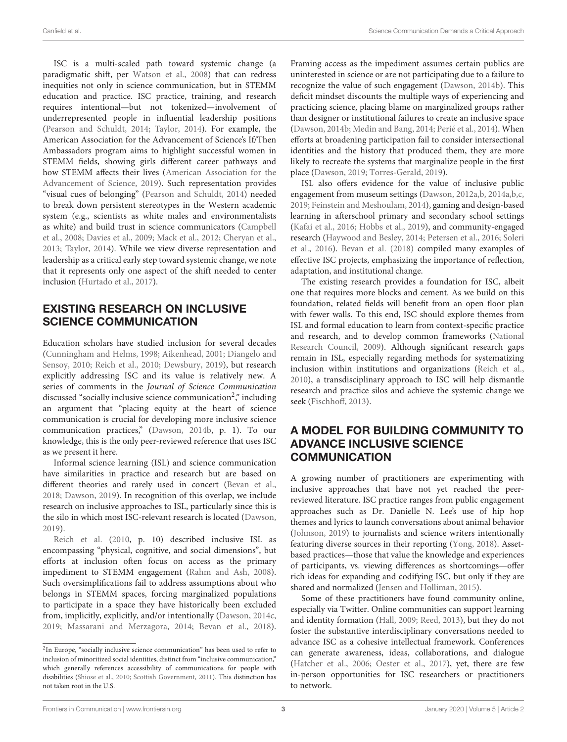ISC is a multi-scaled path toward systemic change (a paradigmatic shift, per Watson et al., 2008) that can redress inequities not only in science communication, but in STEMM education and practice. ISC practice, training, and research requires intentional—but not tokenized—involvement of underrepresented people in influential leadership positions (Pearson and Schuldt, 2014; Taylor, 2014). For example, the American Association for the Advancement of Science's If/Then Ambassadors program aims to highlight successful women in STEMM fields, showing girls different career pathways and how STEMM affects their lives (American Association for the Advancement of Science, 2019). Such representation provides "visual cues of belonging" (Pearson and Schuldt, 2014) needed to break down persistent stereotypes in the Western academic system (e.g., scientists as white males and environmentalists as white) and build trust in science communicators (Campbell et al., 2008; Davies et al., 2009; Mack et al., 2012; Cheryan et al., 2013; Taylor, 2014). While we view diverse representation and leadership as a critical early step toward systemic change, we note that it represents only one aspect of the shift needed to center inclusion (Hurtado et al., 2017).

## EXISTING RESEARCH ON INCLUSIVE SCIENCE COMMUNICATION

Education scholars have studied inclusion for several decades (Cunningham and Helms, 1998; Aikenhead, 2001; Diangelo and Sensoy, 2010; Reich et al., 2010; Dewsbury, 2019), but research explicitly addressing ISC and its value is relatively new. A series of comments in the *Journal of Science Communication* discussed "socially inclusive science communication[2]," including an argument that "placing equity at the heart of science communication is crucial for developing more inclusive science communication practices," (Dawson, 2014b, p. 1). To our knowledge, this is the only peer-reviewed reference that uses ISC as we present it here.

Informal science learning (ISL) and science communication have similarities in practice and research but are based on different theories and rarely used in concert (Bevan et al., 2018; Dawson, 2019). In recognition of this overlap, we include research on inclusive approaches to ISL, particularly since this is the silo in which most ISC-relevant research is located (Dawson, 2019).

Reich et al. (2010, p. 10) described inclusive ISL as encompassing "physical, cognitive, and social dimensions", but efforts at inclusion often focus on access as the primary impediment to STEMM engagement (Rahm and Ash, 2008). Such oversimplifications fail to address assumptions about who belongs in STEMM spaces, forcing marginalized populations to participate in a space they have historically been excluded from, implicitly, explicitly, and/or intentionally (Dawson, 2014c, 2019; Massarani and Merzagora, 2014; Bevan et al., 2018). Framing access as the impediment assumes certain publics are uninterested in science or are not participating due to a failure to recognize the value of such engagement (Dawson, 2014b). This deficit mindset discounts the multiple ways of experiencing and practicing science, placing blame on marginalized groups rather than designer or institutional failures to create an inclusive space (Dawson, 2014b; Medin and Bang, 2014; Perié et al., 2014). When efforts at broadening participation fail to consider intersectional identities and the history that produced them, they are more likely to recreate the systems that marginalize people in the first place (Dawson, 2019; Torres-Gerald, 2019).

ISL also offers evidence for the value of inclusive public engagement from museum settings (Dawson, 2012a,b, 2014a,b,c, 2019; Feinstein and Meshoulam, 2014), gaming and design-based learning in afterschool primary and secondary school settings (Kafai et al., 2016; Hobbs et al., 2019), and community-engaged research (Haywood and Besley, 2014; Petersen et al., 2016; Soleri et al., 2016). Bevan et al. (2018) compiled many examples of effective ISC projects, emphasizing the importance of reflection, adaptation, and institutional change.

The existing research provides a foundation for ISC, albeit one that requires more blocks and cement. As we build on this foundation, related fields will benefit from an open floor plan with fewer walls. To this end, ISC should explore themes from ISL and formal education to learn from context-specific practice and research, and to develop common frameworks (National Research Council, 2009). Although significant research gaps remain in ISL, especially regarding methods for systematizing inclusion within institutions and organizations (Reich et al., 2010), a transdisciplinary approach to ISC will help dismantle research and practice silos and achieve the systemic change we seek (Fischhoff, 2013).

## A MODEL FOR BUILDING COMMUNITY TO ADVANCE INCLUSIVE SCIENCE COMMUNICATION

A growing number of practitioners are experimenting with inclusive approaches that have not yet reached the peer-reviewed literature. ISC practice ranges from public engagement approaches such as Dr. Danielle N. Lee's use of hip hop themes and lyrics to launch conversations about animal behavior (Johnson, 2019) to journalists and science writers intentionally featuring diverse sources in their reporting (Yong, 2018). Asset-based practices—those that value the knowledge and experiences of participants, vs. viewing differences as shortcomings—offer rich ideas for expanding and codifying ISC, but only if they are shared and normalized (Jensen and Holliman, 2015).

Some of these practitioners have found community online, especially via Twitter. Online communities can support learning and identity formation (Hall, 2009; Reed, 2013), but they do not foster the substantive interdisciplinary conversations needed to advance ISC as a cohesive intellectual framework. Conferences can generate awareness, ideas, collaborations, and dialogue (Hatcher et al., 2006; Oester et al., 2017), yet, there are few in-person opportunities for ISC researchers or practitioners to network.

[2] In Europe, "socially inclusive science communication" has been used to refer to inclusion of minoritized social identities, distinct from "inclusive communication," which generally references accessibility of communications for people with disabilities (Shiose et al., 2010; Scottish Government, 2011). This distinction has not taken root in the U.S.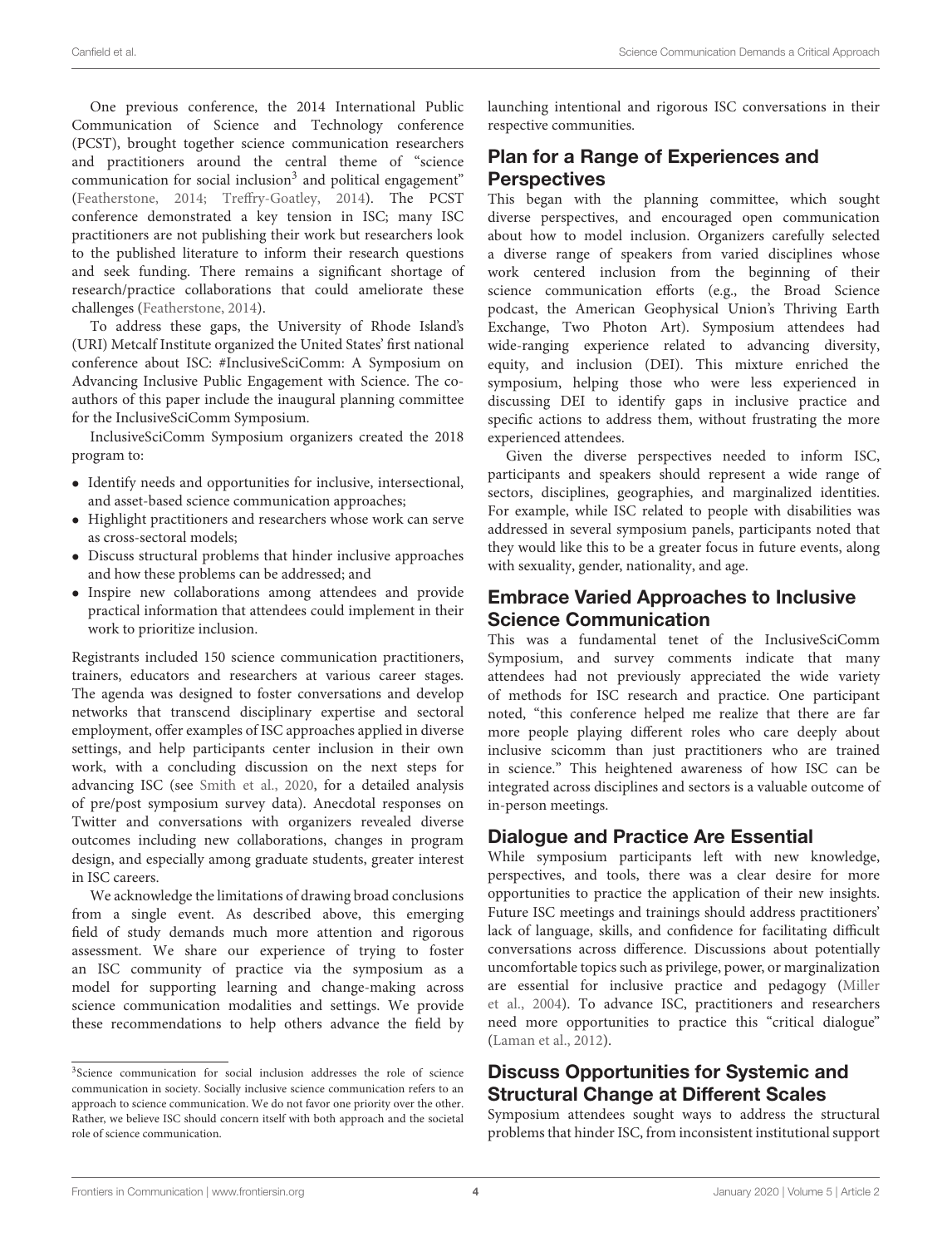One previous conference, the 2014 International Public Communication of Science and Technology conference (PCST), brought together science communication researchers and practitioners around the central theme of "science communication for social inclusion[3] and political engagement" (Featherstone, 2014; Treffry-Goatley, 2014). The PCST conference demonstrated a key tension in ISC; many ISC practitioners are not publishing their work but researchers look to the published literature to inform their research questions and seek funding. There remains a significant shortage of research/practice collaborations that could ameliorate these challenges (Featherstone, 2014).

To address these gaps, the University of Rhode Island's (URI) Metcalf Institute organized the United States' first national conference about ISC: #InclusiveSciComm: A Symposium on Advancing Inclusive Public Engagement with Science. The co-authors of this paper include the inaugural planning committee for the InclusiveSciComm Symposium.

InclusiveSciComm Symposium organizers created the 2018 program to:

- Identify needs and opportunities for inclusive, intersectional, and asset-based science communication approaches;
- Highlight practitioners and researchers whose work can serve as cross-sectoral models;
- Discuss structural problems that hinder inclusive approaches and how these problems can be addressed; and
- Inspire new collaborations among attendees and provide practical information that attendees could implement in their work to prioritize inclusion.

Registrants included 150 science communication practitioners, trainers, educators and researchers at various career stages. The agenda was designed to foster conversations and develop networks that transcend disciplinary expertise and sectoral employment, offer examples of ISC approaches applied in diverse settings, and help participants center inclusion in their own work, with a concluding discussion on the next steps for advancing ISC (see Smith et al., 2020, for a detailed analysis of pre/post symposium survey data). Anecdotal responses on Twitter and conversations with organizers revealed diverse outcomes including new collaborations, changes in program design, and especially among graduate students, greater interest in ISC careers.

We acknowledge the limitations of drawing broad conclusions from a single event. As described above, this emerging field of study demands much more attention and rigorous assessment. We share our experience of trying to foster an ISC community of practice via the symposium as a model for supporting learning and change-making across science communication modalities and settings. We provide these recommendations to help others advance the field by launching intentional and rigorous ISC conversations in their respective communities.

## Plan for a Range of Experiences and Perspectives

This began with the planning committee, which sought diverse perspectives, and encouraged open communication about how to model inclusion. Organizers carefully selected a diverse range of speakers from varied disciplines whose work centered inclusion from the beginning of their science communication efforts (e.g., the Broad Science podcast, the American Geophysical Union's Thriving Earth Exchange, Two Photon Art). Symposium attendees had wide-ranging experience related to advancing diversity, equity, and inclusion (DEI). This mixture enriched the symposium, helping those who were less experienced in discussing DEI to identify gaps in inclusive practice and specific actions to address them, without frustrating the more experienced attendees.

Given the diverse perspectives needed to inform ISC, participants and speakers should represent a wide range of sectors, disciplines, geographies, and marginalized identities. For example, while ISC related to people with disabilities was addressed in several symposium panels, participants noted that they would like this to be a greater focus in future events, along with sexuality, gender, nationality, and age.

## Embrace Varied Approaches to Inclusive Science Communication

This was a fundamental tenet of the InclusiveSciComm Symposium, and survey comments indicate that many attendees had not previously appreciated the wide variety of methods for ISC research and practice. One participant noted, "this conference helped me realize that there are far more people playing different roles who care deeply about inclusive scicomm than just practitioners who are trained in science." This heightened awareness of how ISC can be integrated across disciplines and sectors is a valuable outcome of in-person meetings.

## Dialogue and Practice Are Essential

While symposium participants left with new knowledge, perspectives, and tools, there was a clear desire for more opportunities to practice the application of their new insights. Future ISC meetings and trainings should address practitioners' lack of language, skills, and confidence for facilitating difficult conversations across difference. Discussions about potentially uncomfortable topics such as privilege, power, or marginalization are essential for inclusive practice and pedagogy (Miller et al., 2004). To advance ISC, practitioners and researchers need more opportunities to practice this "critical dialogue" (Laman et al., 2012).

## Discuss Opportunities for Systemic and Structural Change at Different Scales

Symposium attendees sought ways to address the structural problems that hinder ISC, from inconsistent institutional support

[3] Science communication for social inclusion addresses the role of science communication in society. Socially inclusive science communication refers to an approach to science communication. We do not favor one priority over the other. Rather, we believe ISC should concern itself with both approach and the societal role of science communication.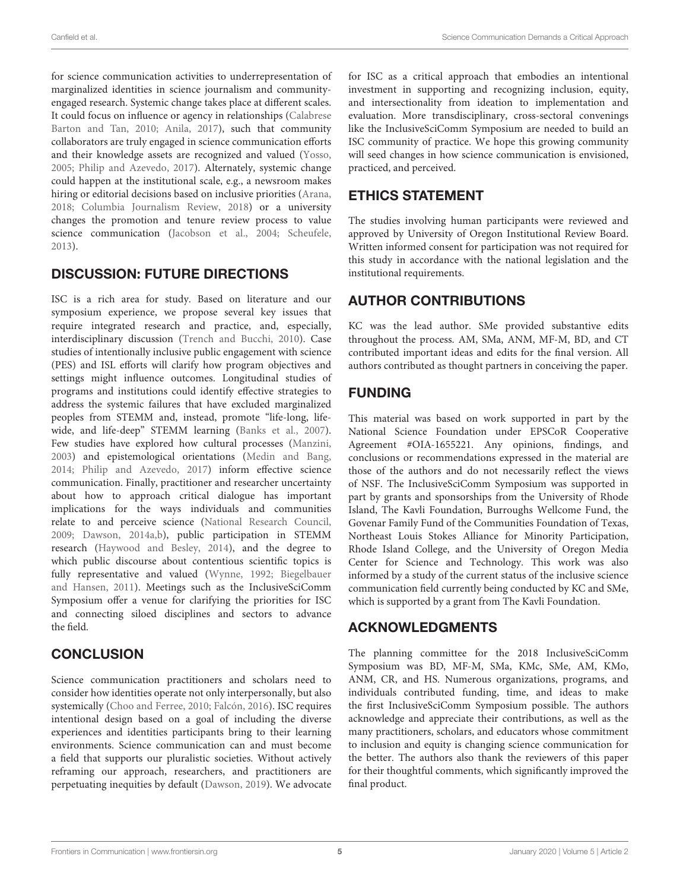for science communication activities to underrepresentation of marginalized identities in science journalism and community-engaged research. Systemic change takes place at different scales. It could focus on influence or agency in relationships (Calabrese Barton and Tan, 2010; Anila, 2017), such that community collaborators are truly engaged in science communication efforts and their knowledge assets are recognized and valued (Yosso, 2005; Philip and Azevedo, 2017). Alternately, systemic change could happen at the institutional scale, e.g., a newsroom makes hiring or editorial decisions based on inclusive priorities (Arana, 2018; Columbia Journalism Review, 2018) or a university changes the promotion and tenure review process to value science communication (Jacobson et al., 2004; Scheufele, 2013).

## DISCUSSION: FUTURE DIRECTIONS

ISC is a rich area for study. Based on literature and our symposium experience, we propose several key issues that require integrated research and practice, and, especially, interdisciplinary discussion (Trench and Bucchi, 2010). Case studies of intentionally inclusive public engagement with science (PES) and ISL efforts will clarify how program objectives and settings might influence outcomes. Longitudinal studies of programs and institutions could identify effective strategies to address the systemic failures that have excluded marginalized peoples from STEMM and, instead, promote "life-long, life-wide, and life-deep" STEMM learning (Banks et al., 2007). Few studies have explored how cultural processes (Manzini, 2003) and epistemological orientations (Medin and Bang, 2014; Philip and Azevedo, 2017) inform effective science communication. Finally, practitioner and researcher uncertainty about how to approach critical dialogue has important implications for the ways individuals and communities relate to and perceive science (National Research Council, 2009; Dawson, 2014a,b), public participation in STEMM research (Haywood and Besley, 2014), and the degree to which public discourse about contentious scientific topics is fully representative and valued (Wynne, 1992; Biegelbauer and Hansen, 2011). Meetings such as the InclusiveSciComm Symposium offer a venue for clarifying the priorities for ISC and connecting siloed disciplines and sectors to advance the field.

## CONCLUSION

Science communication practitioners and scholars need to consider how identities operate not only interpersonally, but also systemically (Choo and Ferree, 2010; Falcón, 2016). ISC requires intentional design based on a goal of including the diverse experiences and identities participants bring to their learning environments. Science communication can and must become a field that supports our pluralistic societies. Without actively reframing our approach, researchers, and practitioners are perpetuating inequities by default (Dawson, 2019). We advocate for ISC as a critical approach that embodies an intentional investment in supporting and recognizing inclusion, equity, and intersectionality from ideation to implementation and evaluation. More transdisciplinary, cross-sectoral convenings like the InclusiveSciComm Symposium are needed to build an ISC community of practice. We hope this growing community will seed changes in how science communication is envisioned, practiced, and perceived.

## ETHICS STATEMENT

The studies involving human participants were reviewed and approved by University of Oregon Institutional Review Board. Written informed consent for participation was not required for this study in accordance with the national legislation and the institutional requirements.

## AUTHOR CONTRIBUTIONS

KC was the lead author. SMe provided substantive edits throughout the process. AM, SMa, ANM, MF-M, BD, and CT contributed important ideas and edits for the final version. All authors contributed as thought partners in conceiving the paper.

## FUNDING

This material was based on work supported in part by the National Science Foundation under EPSCoR Cooperative Agreement #OIA-1655221. Any opinions, findings, and conclusions or recommendations expressed in the material are those of the authors and do not necessarily reflect the views of NSF. The InclusiveSciComm Symposium was supported in part by grants and sponsorships from the University of Rhode Island, The Kavli Foundation, Burroughs Wellcome Fund, the Govenar Family Fund of the Communities Foundation of Texas, Northeast Louis Stokes Alliance for Minority Participation, Rhode Island College, and the University of Oregon Media Center for Science and Technology. This work was also informed by a study of the current status of the inclusive science communication field currently being conducted by KC and SMe, which is supported by a grant from The Kavli Foundation.

## ACKNOWLEDGMENTS

The planning committee for the 2018 InclusiveSciComm Symposium was BD, MF-M, SMa, KMc, SMe, AM, KMo, ANM, CR, and HS. Numerous organizations, programs, and individuals contributed funding, time, and ideas to make the first InclusiveSciComm Symposium possible. The authors acknowledge and appreciate their contributions, as well as the many practitioners, scholars, and educators whose commitment to inclusion and equity is changing science communication for the better. The authors also thank the reviewers of this paper for their thoughtful comments, which significantly improved the final product.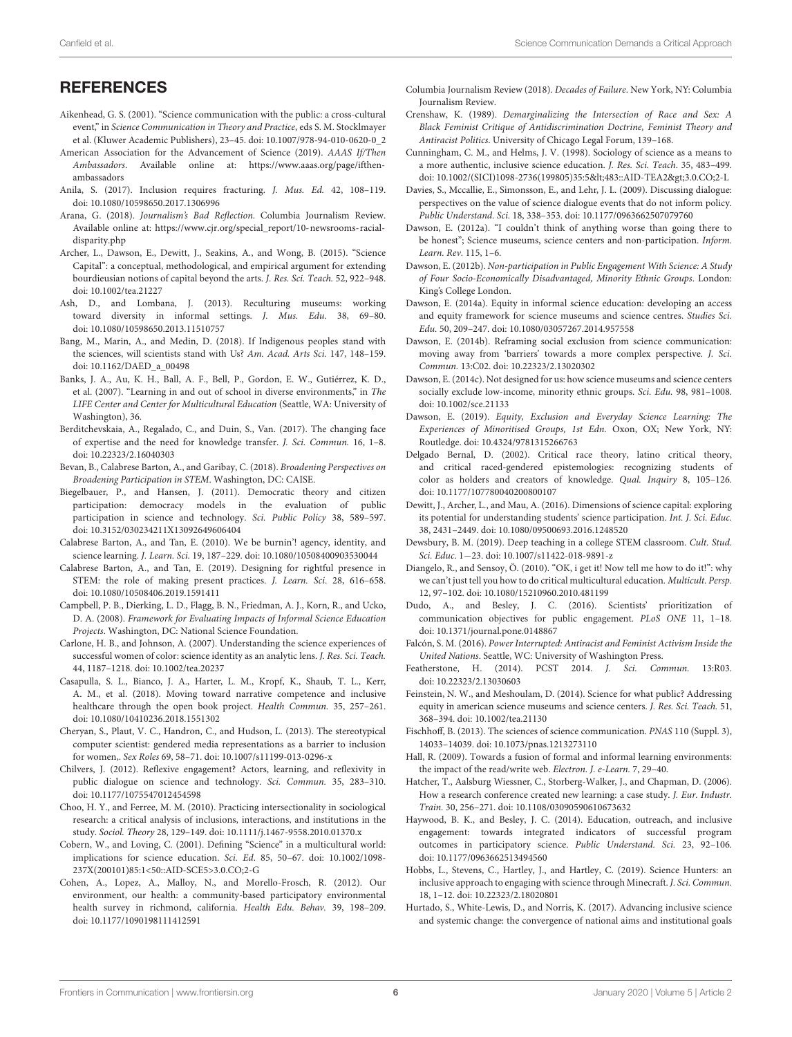## REFERENCES

Aikenhead, G. S. (2001). "Science communication with the public: a cross-cultural event," in *Science Communication in Theory and Practice*, eds S. M. Stocklmayer et al. (Kluwer Academic Publishers), 23–45. doi: 10.1007/978-94-010-0620-0_2

American Association for the Advancement of Science (2019). *AAAS If/Then Ambassadors*. Available online at: https://www.aaas.org/page/ifthen-ambassadors

Anila, S. (2017). Inclusion requires fracturing. *J. Mus. Ed.* 42, 108–119. doi: 10.1080/10598650.2017.1306996

Arana, G. (2018). *Journalism's Bad Reflection*. Columbia Journalism Review. Available online at: https://www.cjr.org/special_report/10-newsrooms-racial-disparity.php

Archer, L., Dawson, E., Dewitt, J., Seakins, A., and Wong, B. (2015). "Science Capital": a conceptual, methodological, and empirical argument for extending bourdieusian notions of capital beyond the arts. *J. Res. Sci. Teach.* 52, 922–948. doi: 10.1002/tea.21227

Ash, D., and Lombana, J. (2013). Reculturing museums: working toward diversity in informal settings. *J. Mus. Edu.* 38, 69–80. doi: 10.1080/10598650.2013.11510757

Bang, M., Marin, A., and Medin, D. (2018). If Indigenous peoples stand with the sciences, will scientists stand with Us? *Am. Acad. Arts Sci.* 147, 148–159. doi: 10.1162/DAED_a_00498

Banks, J. A., Au, K. H., Ball, A. F., Bell, P., Gordon, E. W., Gutiérrez, K. D., et al. (2007). "Learning in and out of school in diverse environments," in *The LIFE Center and Center for Multicultural Education* (Seattle, WA: University of Washington), 36.

Berditchevskaia, A., Regalado, C., and Duin, S., Van. (2017). The changing face of expertise and the need for knowledge transfer. *J. Sci. Commun.* 16, 1–8. doi: 10.22323/2.16040303

Bevan, B., Calabrese Barton, A., and Garibay, C. (2018). *Broadening Perspectives on Broadening Participation in STEM*. Washington, DC: CAISE.

Biegelbauer, P., and Hansen, J. (2011). Democratic theory and citizen participation: democracy models in the evaluation of public participation in science and technology. *Sci. Public Policy* 38, 589–597. doi: 10.3152/030234211X13092649606404

Calabrese Barton, A., and Tan, E. (2010). We be burnin'! agency, identity, and science learning. *J. Learn. Sci.* 19, 187–229. doi: 10.1080/10508400903530044

Calabrese Barton, A., and Tan, E. (2019). Designing for rightful presence in STEM: the role of making present practices. *J. Learn. Sci.* 28, 616–658. doi: 10.1080/10508406.2019.1591411

Campbell, P. B., Dierking, L. D., Flagg, B. N., Friedman, A. J., Korn, R., and Ucko, D. A. (2008). *Framework for Evaluating Impacts of Informal Science Education Projects*. Washington, DC: National Science Foundation.

Carlone, H. B., and Johnson, A. (2007). Understanding the science experiences of successful women of color: science identity as an analytic lens. *J. Res. Sci. Teach.* 44, 1187–1218. doi: 10.1002/tea.20237

Casapulla, S. L., Bianco, J. A., Harter, L. M., Kropf, K., Shaub, T. L., Kerr, A. M., et al. (2018). Moving toward narrative competence and inclusive healthcare through the open book project. *Health Commun.* 35, 257–261. doi: 10.1080/10410236.2018.1551302

Cheryan, S., Plaut, V. C., Handron, C., and Hudson, L. (2013). The stereotypical computer scientist: gendered media representations as a barrier to inclusion for women,. *Sex Roles* 69, 58–71. doi: 10.1007/s11199-013-0296-x

Chilvers, J. (2012). Reflexive engagement? Actors, learning, and reflexivity in public dialogue on science and technology. *Sci. Commun.* 35, 283–310. doi: 10.1177/1075547012454598

Choo, H. Y., and Ferree, M. M. (2010). Practicing intersectionality in sociological research: a critical analysis of inclusions, interactions, and institutions in the study. *Sociol. Theory* 28, 129–149. doi: 10.1111/j.1467-9558.2010.01370.x

Cobern, W., and Loving, C. (2001). Defining "Science" in a multicultural world: implications for science education. *Sci. Ed.* 85, 50–67. doi: 10.1002/1098-237X(200101)85:1<50::AID-SCE5>3.0.CO;2-G

Cohen, A., Lopez, A., Malloy, N., and Morello-Frosch, R. (2012). Our environment, our health: a community-based participatory environmental health survey in richmond, california. *Health Edu. Behav.* 39, 198–209. doi: 10.1177/1090198111412591

Columbia Journalism Review (2018). *Decades of Failure*. New York, NY: Columbia Journalism Review.

Crenshaw, K. (1989). *Demarginalizing the Intersection of Race and Sex: A Black Feminist Critique of Antidiscrimination Doctrine, Feminist Theory and Antiracist Politics*. University of Chicago Legal Forum, 139–168.

Cunningham, C. M., and Helms, J. V. (1998). Sociology of science as a means to a more authentic, inclusive science education. *J. Res. Sci. Teach.* 35, 483–499. doi: 10.1002/(SICI)1098-2736(199805)35:5&lt;483::AID-TEA2&gt;3.0.CO;2-L

Davies, S., Mccallie, E., Simonsson, E., and Lehr, J. L. (2009). Discussing dialogue: perspectives on the value of science dialogue events that do not inform policy. *Public Understand. Sci.* 18, 338–353. doi: 10.1177/0963662507079760

Dawson, E. (2012a). "I couldn't think of anything worse than going there to be honest"; Science museums, science centers and non-participation. *Inform. Learn. Rev.* 115, 1–6.

Dawson, E. (2012b). *Non-participation in Public Engagement With Science: A Study of Four Socio-Economically Disadvantaged, Minority Ethnic Groups*. London: King's College London.

Dawson, E. (2014a). Equity in informal science education: developing an access and equity framework for science museums and science centres. *Studies Sci. Edu.* 50, 209–247. doi: 10.1080/03057267.2014.957558

Dawson, E. (2014b). Reframing social exclusion from science communication: moving away from 'barriers' towards a more complex perspective. *J. Sci. Commun.* 13:C02. doi: 10.22323/2.13020302

Dawson, E. (2014c). Not designed for us: how science museums and science centers socially exclude low-income, minority ethnic groups. *Sci. Edu.* 98, 981–1008. doi: 10.1002/sce.21133

Dawson, E. (2019). *Equity, Exclusion and Everyday Science Learning: The Experiences of Minoritised Groups, 1st Edn.* Oxon, OX; New York, NY: Routledge. doi: 10.4324/9781315266763

Delgado Bernal, D. (2002). Critical race theory, latino critical theory, and critical raced-gendered epistemologies: recognizing students of color as holders and creators of knowledge. *Qual. Inquiry* 8, 105–126. doi: 10.1177/107780040200800107

Dewitt, J., Archer, L., and Mau, A. (2016). Dimensions of science capital: exploring its potential for understanding students' science participation. *Int. J. Sci. Educ.* 38, 2431–2449. doi: 10.1080/09500693.2016.1248520

Dewsbury, B. M. (2019). Deep teaching in a college STEM classroom. *Cult. Stud. Sci. Educ.* 1—23. doi: 10.1007/s11422-018-9891-z

Diangelo, R., and Sensoy, Ö. (2010). "OK, i get it! Now tell me how to do it!": why we can't just tell you how to do critical multicultural education. *Multicult. Persp.* 12, 97–102. doi: 10.1080/15210960.2010.481199

Dudo, A., and Besley, J. C. (2016). Scientists' prioritization of communication objectives for public engagement. *PLoS ONE* 11, 1–18. doi: 10.1371/journal.pone.0148867

Falcón, S. M. (2016). *Power Interrupted: Antiracist and Feminist Activism Inside the United Nations*. Seattle, WC: University of Washington Press.

Featherstone, H. (2014). PCST 2014. *J. Sci. Commun.* 13:R03. doi: 10.22323/2.13030603

Feinstein, N. W., and Meshoulam, D. (2014). Science for what public? Addressing equity in american science museums and science centers. *J. Res. Sci. Teach.* 51, 368–394. doi: 10.1002/tea.21130

Fischhoff, B. (2013). The sciences of science communication. *PNAS* 110 (Suppl. 3), 14033–14039. doi: 10.1073/pnas.1213273110

Hall, R. (2009). Towards a fusion of formal and informal learning environments: the impact of the read/write web. *Electron. J. e-Learn.* 7, 29–40.

Hatcher, T., Aalsburg Wiessner, C., Storberg-Walker, J., and Chapman, D. (2006). How a research conference created new learning: a case study. *J. Eur. Industr. Train.* 30, 256–271. doi: 10.1108/03090590610673632

Haywood, B. K., and Besley, J. C. (2014). Education, outreach, and inclusive engagement: towards integrated indicators of successful program outcomes in participatory science. *Public Understand. Sci.* 23, 92–106. doi: 10.1177/0963662513494560

Hobbs, L., Stevens, C., Hartley, J., and Hartley, C. (2019). Science Hunters: an inclusive approach to engaging with science through Minecraft. *J. Sci. Commun.* 18, 1–12. doi: 10.22323/2.18020801

Hurtado, S., White-Lewis, D., and Norris, K. (2017). Advancing inclusive science and systemic change: the convergence of national aims and institutional goals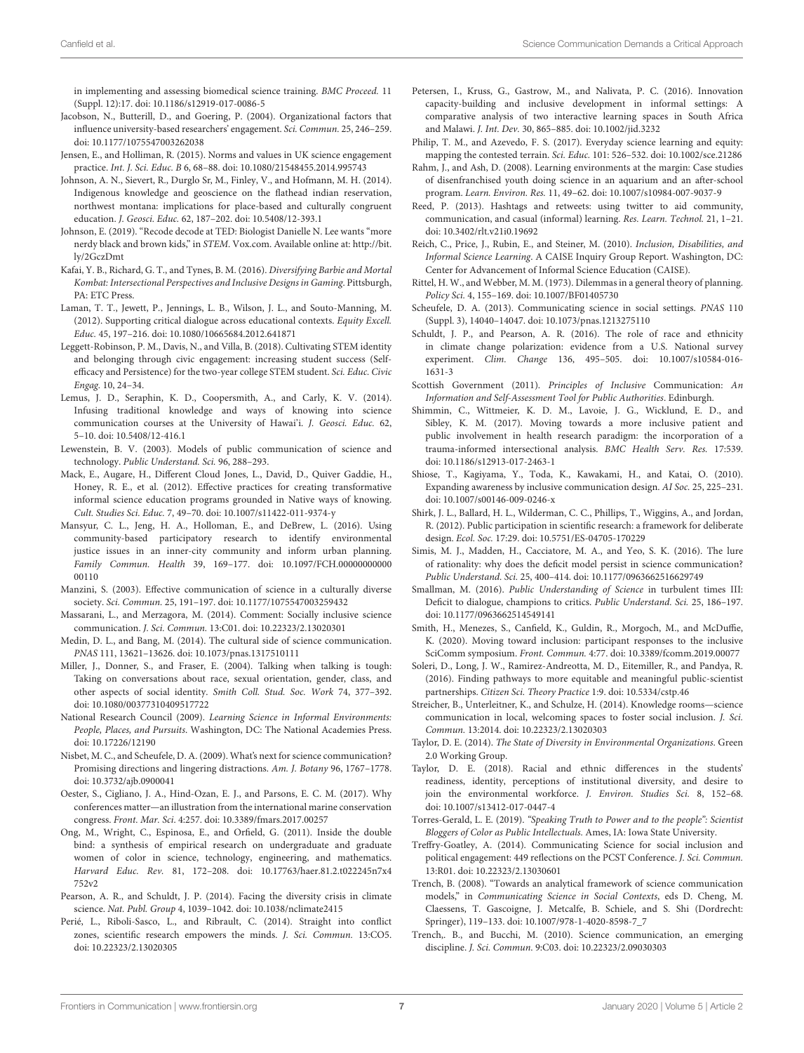in implementing and assessing biomedical science training. *BMC Proceed.* 11 (Suppl. 12):17. doi: 10.1186/s12919-017-0086-5

Jacobson, N., Butterill, D., and Goering, P. (2004). Organizational factors that influence university-based researchers' engagement. *Sci. Commun.* 25, 246–259. doi: 10.1177/1075547003262038

Jensen, E., and Holliman, R. (2015). Norms and values in UK science engagement practice. *Int. J. Sci. Educ. B* 6, 68–88. doi: 10.1080/21548455.2014.995743

Johnson, A. N., Sievert, R., Durglo Sr, M., Finley, V., and Hofmann, M. H. (2014). Indigenous knowledge and geoscience on the flathead indian reservation, northwest montana: implications for place-based and culturally congruent education. *J. Geosci. Educ.* 62, 187–202. doi: 10.5408/12-393.1

Johnson, E. (2019). "Recode decode at TED: Biologist Danielle N. Lee wants "more nerdy black and brown kids," in *STEM*. Vox.com. Available online at: http://bit.ly/2GczDmt

Kafai, Y. B., Richard, G. T., and Tynes, B. M. (2016). *Diversifying Barbie and Mortal Kombat: Intersectional Perspectives and Inclusive Designs in Gaming*. Pittsburgh, PA: ETC Press.

Laman, T. T., Jewett, P., Jennings, L. B., Wilson, J. L., and Souto-Manning, M. (2012). Supporting critical dialogue across educational contexts. *Equity Excell. Educ.* 45, 197–216. doi: 10.1080/10665684.2012.641871

Leggett-Robinson, P. M., Davis, N., and Villa, B. (2018). Cultivating STEM identity and belonging through civic engagement: increasing student success (Self-efficacy and Persistence) for the two-year college STEM student. *Sci. Educ. Civic Engag.* 10, 24–34.

Lemus, J. D., Seraphin, K. D., Coopersmith, A., and Carly, K. V. (2014). Infusing traditional knowledge and ways of knowing into science communication courses at the University of Hawai'i. *J. Geosci. Educ.* 62, 5–10. doi: 10.5408/12-416.1

Lewenstein, B. V. (2003). Models of public communication of science and technology. *Public Understand. Sci.* 96, 288–293.

Mack, E., Augare, H., Different Cloud Jones, L., David, D., Quiver Gaddie, H., Honey, R. E., et al. (2012). Effective practices for creating transformative informal science education programs grounded in Native ways of knowing. *Cult. Studies Sci. Educ.* 7, 49–70. doi: 10.1007/s11422-011-9374-y

Mansyur, C. L., Jeng, H. A., Holloman, E., and DeBrew, L. (2016). Using community-based participatory research to identify environmental justice issues in an inner-city community and inform urban planning. *Family Commun. Health* 39, 169–177. doi: 10.1097/FCH.0000000000000110

Manzini, S. (2003). Effective communication of science in a culturally diverse society. *Sci. Commun.* 25, 191–197. doi: 10.1177/1075547003259432

Massarani, L., and Merzagora, M. (2014). Comment: Socially inclusive science communication. *J. Sci. Commun.* 13:C01. doi: 10.22323/2.13020301

Medin, D. L., and Bang, M. (2014). The cultural side of science communication. *PNAS* 111, 13621–13626. doi: 10.1073/pnas.1317510111

Miller, J., Donner, S., and Fraser, E. (2004). Talking when talking is tough: Taking on conversations about race, sexual orientation, gender, class, and other aspects of social identity. *Smith Coll. Stud. Soc. Work* 74, 377–392. doi: 10.1080/00377310409517722

National Research Council (2009). *Learning Science in Informal Environments: People, Places, and Pursuits*. Washington, DC: The National Academies Press. doi: 10.17226/12190

Nisbet, M. C., and Scheufele, D. A. (2009). What's next for science communication? Promising directions and lingering distractions. *Am. J. Botany* 96, 1767–1778. doi: 10.3732/ajb.0900041

Oester, S., Cigliano, J. A., Hind-Ozan, E. J., and Parsons, E. C. M. (2017). Why conferences matter—an illustration from the international marine conservation congress. *Front. Mar. Sci.* 4:257. doi: 10.3389/fmars.2017.00257

Ong, M., Wright, C., Espinosa, E., and Orfield, G. (2011). Inside the double bind: a synthesis of empirical research on undergraduate and graduate women of color in science, technology, engineering, and mathematics. *Harvard Educ. Rev.* 81, 172–208. doi: 10.17763/haer.81.2.t022245n7x4752v2

Pearson, A. R., and Schuldt, J. P. (2014). Facing the diversity crisis in climate science. *Nat. Publ. Group* 4, 1039–1042. doi: 10.1038/nclimate2415

Perié, L., Riboli-Sasco, L., and Ribrault, C. (2014). Straight into conflict zones, scientific research empowers the minds. *J. Sci. Commun.* 13:CO5. doi: 10.22323/2.13020305

Petersen, I., Kruss, G., Gastrow, M., and Nalivata, P. C. (2016). Innovation capacity-building and inclusive development in informal settings: A comparative analysis of two interactive learning spaces in South Africa and Malawi. *J. Int. Dev.* 30, 865–885. doi: 10.1002/jid.3232

Philip, T. M., and Azevedo, F. S. (2017). Everyday science learning and equity: mapping the contested terrain. *Sci. Educ.* 101: 526–532. doi: 10.1002/sce.21286

Rahm, J., and Ash, D. (2008). Learning environments at the margin: Case studies of disenfranchised youth doing science in an aquarium and an after-school program. *Learn. Environ. Res.* 11, 49–62. doi: 10.1007/s10984-007-9037-9

Reed, P. (2013). Hashtags and retweets: using twitter to aid community, communication, and casual (informal) learning. *Res. Learn. Technol.* 21, 1–21. doi: 10.3402/rlt.v21i0.19692

Reich, C., Price, J., Rubin, E., and Steiner, M. (2010). *Inclusion, Disabilities, and Informal Science Learning*. A CAISE Inquiry Group Report. Washington, DC: Center for Advancement of Informal Science Education (CAISE).

Rittel, H. W., and Webber, M. M. (1973). Dilemmas in a general theory of planning. *Policy Sci.* 4, 155–169. doi: 10.1007/BF01405730

Scheufele, D. A. (2013). Communicating science in social settings. *PNAS* 110 (Suppl. 3), 14040–14047. doi: 10.1073/pnas.1213275110

Schuldt, J. P., and Pearson, A. R. (2016). The role of race and ethnicity in climate change polarization: evidence from a U.S. National survey experiment. *Clim. Change* 136, 495–505. doi: 10.1007/s10584-016-1631-3

Scottish Government (2011). *Principles of Inclusive* Communication: *An Information and Self-Assessment Tool for Public Authorities*. Edinburgh.

Shimmin, C., Wittmeier, K. D. M., Lavoie, J. G., Wicklund, E. D., and Sibley, K. M. (2017). Moving towards a more inclusive patient and public involvement in health research paradigm: the incorporation of a trauma-informed intersectional analysis. *BMC Health Serv. Res.* 17:539. doi: 10.1186/s12913-017-2463-1

Shiose, T., Kagiyama, Y., Toda, K., Kawakami, H., and Katai, O. (2010). Expanding awareness by inclusive communication design. *AI Soc.* 25, 225–231. doi: 10.1007/s00146-009-0246-x

Shirk, J. L., Ballard, H. L., Wilderman, C. C., Phillips, T., Wiggins, A., and Jordan, R. (2012). Public participation in scientific research: a framework for deliberate design. *Ecol. Soc.* 17:29. doi: 10.5751/ES-04705-170229

Simis, M. J., Madden, H., Cacciatore, M. A., and Yeo, S. K. (2016). The lure of rationality: why does the deficit model persist in science communication? *Public Understand. Sci.* 25, 400–414. doi: 10.1177/0963662516629749

Smallman, M. (2016). *Public Understanding of Science* in turbulent times III: Deficit to dialogue, champions to critics. *Public Understand. Sci.* 25, 186–197. doi: 10.1177/0963662514549141

Smith, H., Menezes, S., Canfield, K., Guldin, R., Morgoch, M., and McDuffie, K. (2020). Moving toward inclusion: participant responses to the inclusive SciComm symposium. *Front. Commun.* 4:77. doi: 10.3389/fcomm.2019.00077

Soleri, D., Long, J. W., Ramirez-Andreotta, M. D., Eitemiller, R., and Pandya, R. (2016). Finding pathways to more equitable and meaningful public-scientist partnerships. *Citizen Sci. Theory Practice* 1:9. doi: 10.5334/cstp.46

Streicher, B., Unterleitner, K., and Schulze, H. (2014). Knowledge rooms—science communication in local, welcoming spaces to foster social inclusion. *J. Sci. Commun.* 13:2014. doi: 10.22323/2.13020303

Taylor, D. E. (2014). *The State of Diversity in Environmental Organizations*. Green 2.0 Working Group.

Taylor, D. E. (2018). Racial and ethnic differences in the students' readiness, identity, perceptions of institutional diversity, and desire to join the environmental workforce. *J. Environ. Studies Sci.* 8, 152–68. doi: 10.1007/s13412-017-0447-4

Torres-Gerald, L. E. (2019). *"Speaking Truth to Power and to the people": Scientist Bloggers of Color as Public Intellectuals*. Ames, IA: Iowa State University.

Treffry-Goatley, A. (2014). Communicating Science for social inclusion and political engagement: 449 reflections on the PCST Conference. *J. Sci. Commun.* 13:R01. doi: 10.22323/2.13030601

Trench, B. (2008). "Towards an analytical framework of science communication models," in *Communicating Science in Social Contexts*, eds D. Cheng, M. Claessens, T. Gascoigne, J. Metcalfe, B. Schiele, and S. Shi (Dordrecht: Springer), 119–133. doi: 10.1007/978-1-4020-8598-7_7

Trench,. B., and Bucchi, M. (2010). Science communication, an emerging discipline. *J. Sci. Commun.* 9:C03. doi: 10.22323/2.09030303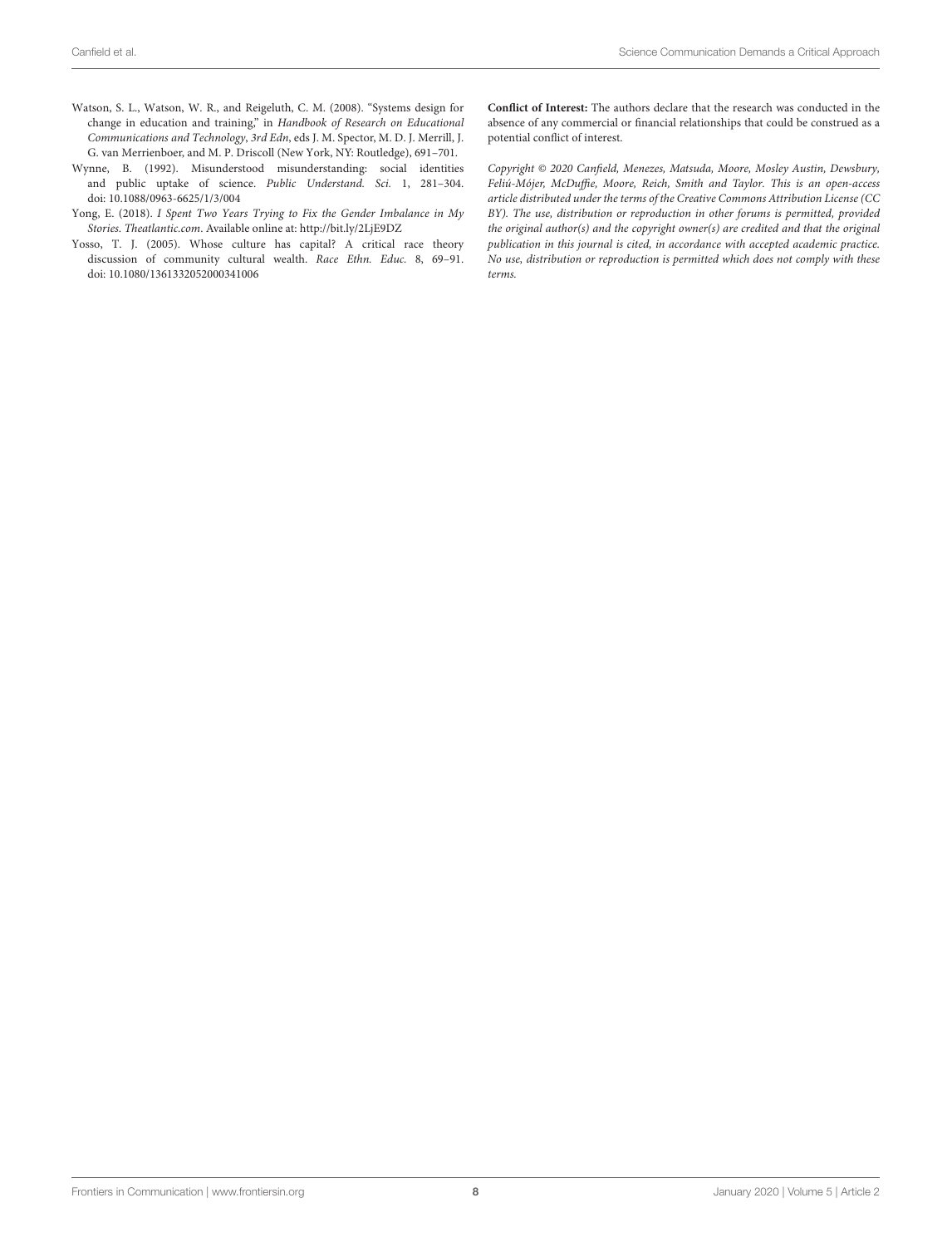Watson, S. L., Watson, W. R., and Reigeluth, C. M. (2008). "Systems design for change in education and training," in *Handbook of Research on Educational Communications and Technology*, *3rd Edn*, eds J. M. Spector, M. D. J. Merrill, J. G. van Merrienboer, and M. P. Driscoll (New York, NY: Routledge), 691–701.

Wynne, B. (1992). Misunderstood misunderstanding: social identities and public uptake of science. *Public Understand. Sci.* 1, 281–304. doi: 10.1088/0963-6625/1/3/004

Yong, E. (2018). *I Spent Two Years Trying to Fix the Gender Imbalance in My Stories. Theatlantic.com*. Available online at: http://bit.ly/2LjE9DZ

Yosso, T. J. (2005). Whose culture has capital? A critical race theory discussion of community cultural wealth. *Race Ethn. Educ.* 8, 69–91. doi: 10.1080/1361332052000341006

**Conflict of Interest:** The authors declare that the research was conducted in the absence of any commercial or financial relationships that could be construed as a potential conflict of interest.

*Copyright © 2020 Canfield, Menezes, Matsuda, Moore, Mosley Austin, Dewsbury, Feliú-Mójer, McDuffie, Moore, Reich, Smith and Taylor. This is an open-access article distributed under the terms of the Creative Commons Attribution License (CC BY). The use, distribution or reproduction in other forums is permitted, provided the original author(s) and the copyright owner(s) are credited and that the original publication in this journal is cited, in accordance with accepted academic practice. No use, distribution or reproduction is permitted which does not comply with these terms.*